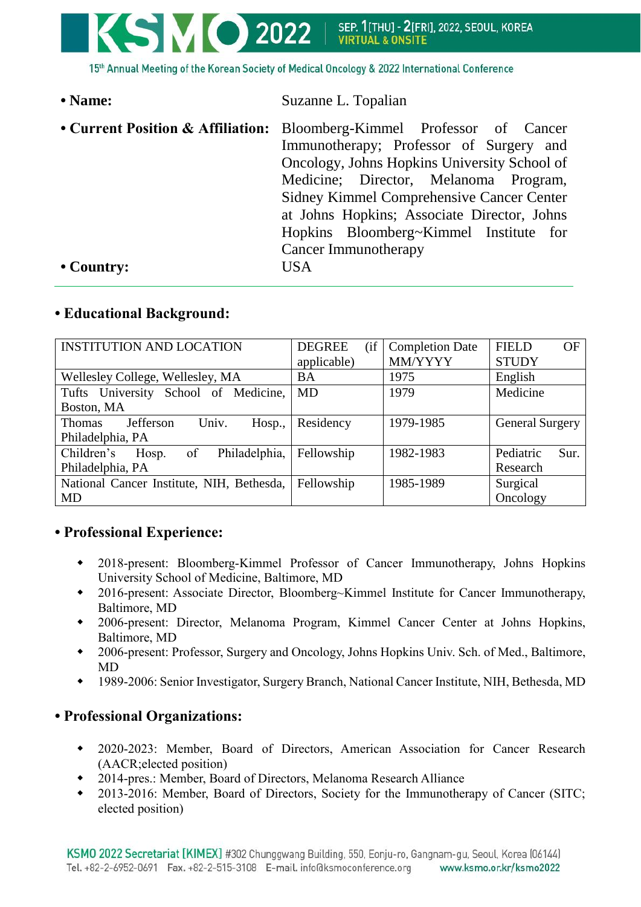- **Name:** Suzanne L. Topalian
- **Current Position & Affiliation:** Bloomberg-Kimmel Professor of Cancer Immunotherapy; Professor of Surgery and Oncology, Johns Hopkins University School of Medicine; Director, Melanoma Program, Sidney Kimmel Comprehensive Cancer Center at Johns Hopkins; Associate Director, Johns Hopkins Bloomberg~Kimmel Institute for Cancer Immunotherapy
- **Country:** USA

---

## • Educational Background:

| INSTITUTION AND LOCATION | DEGREE (if applicable) | Completion Date MM/YYYY | FIELD OF STUDY |
|---|---|---|---|
| Wellesley College, Wellesley, MA | BA | 1975 | English |
| Tufts University School of Medicine, Boston, MA | MD | 1979 | Medicine |
| Thomas Jefferson Univ. Hosp., Philadelphia, PA | Residency | 1979-1985 | General Surgery |
| Children's Hosp. of Philadelphia, Philadelphia, PA | Fellowship | 1982-1983 | Pediatric Sur. Research |
| National Cancer Institute, NIH, Bethesda, MD | Fellowship | 1985-1989 | Surgical Oncology |

## • Professional Experience:

- 2018-present: Bloomberg-Kimmel Professor of Cancer Immunotherapy, Johns Hopkins University School of Medicine, Baltimore, MD
- 2016-present: Associate Director, Bloomberg~Kimmel Institute for Cancer Immunotherapy, Baltimore, MD
- 2006-present: Director, Melanoma Program, Kimmel Cancer Center at Johns Hopkins, Baltimore, MD
- 2006-present: Professor, Surgery and Oncology, Johns Hopkins Univ. Sch. of Med., Baltimore, MD
- 1989-2006: Senior Investigator, Surgery Branch, National Cancer Institute, NIH, Bethesda, MD

## • Professional Organizations:

- 2020-2023: Member, Board of Directors, American Association for Cancer Research (AACR;elected position)
- 2014-pres.: Member, Board of Directors, Melanoma Research Alliance
- 2013-2016: Member, Board of Directors, Society for the Immunotherapy of Cancer (SITC; elected position)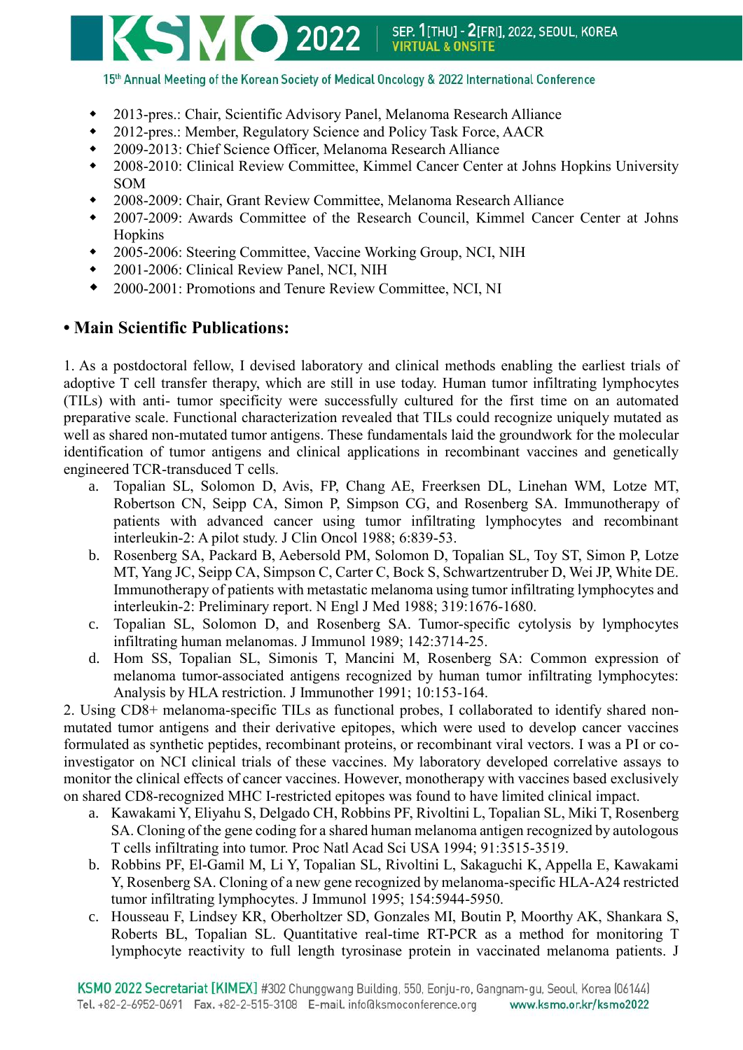- 2013-pres.: Chair, Scientific Advisory Panel, Melanoma Research Alliance
- 2012-pres.: Member, Regulatory Science and Policy Task Force, AACR
- 2009-2013: Chief Science Officer, Melanoma Research Alliance
- 2008-2010: Clinical Review Committee, Kimmel Cancer Center at Johns Hopkins University SOM
- 2008-2009: Chair, Grant Review Committee, Melanoma Research Alliance
- 2007-2009: Awards Committee of the Research Council, Kimmel Cancer Center at Johns Hopkins
- 2005-2006: Steering Committee, Vaccine Working Group, NCI, NIH
- 2001-2006: Clinical Review Panel, NCI, NIH
- 2000-2001: Promotions and Tenure Review Committee, NCI, NI

## • Main Scientific Publications:

1. As a postdoctoral fellow, I devised laboratory and clinical methods enabling the earliest trials of adoptive T cell transfer therapy, which are still in use today. Human tumor infiltrating lymphocytes (TILs) with anti- tumor specificity were successfully cultured for the first time on an automated preparative scale. Functional characterization revealed that TILs could recognize uniquely mutated as well as shared non-mutated tumor antigens. These fundamentals laid the groundwork for the molecular identification of tumor antigens and clinical applications in recombinant vaccines and genetically engineered TCR-transduced T cells.
   a. Topalian SL, Solomon D, Avis, FP, Chang AE, Freerksen DL, Linehan WM, Lotze MT, Robertson CN, Seipp CA, Simon P, Simpson CG, and Rosenberg SA. Immunotherapy of patients with advanced cancer using tumor infiltrating lymphocytes and recombinant interleukin-2: A pilot study. J Clin Oncol 1988; 6:839-53.
   b. Rosenberg SA, Packard B, Aebersold PM, Solomon D, Topalian SL, Toy ST, Simon P, Lotze MT, Yang JC, Seipp CA, Simpson C, Carter C, Bock S, Schwartzentruber D, Wei JP, White DE. Immunotherapy of patients with metastatic melanoma using tumor infiltrating lymphocytes and interleukin-2: Preliminary report. N Engl J Med 1988; 319:1676-1680.
   c. Topalian SL, Solomon D, and Rosenberg SA. Tumor-specific cytolysis by lymphocytes infiltrating human melanomas. J Immunol 1989; 142:3714-25.
   d. Hom SS, Topalian SL, Simonis T, Mancini M, Rosenberg SA: Common expression of melanoma tumor-associated antigens recognized by human tumor infiltrating lymphocytes: Analysis by HLA restriction. J Immunother 1991; 10:153-164.

2. Using CD8+ melanoma-specific TILs as functional probes, I collaborated to identify shared non-mutated tumor antigens and their derivative epitopes, which were used to develop cancer vaccines formulated as synthetic peptides, recombinant proteins, or recombinant viral vectors. I was a PI or co-investigator on NCI clinical trials of these vaccines. My laboratory developed correlative assays to monitor the clinical effects of cancer vaccines. However, monotherapy with vaccines based exclusively on shared CD8-recognized MHC I-restricted epitopes was found to have limited clinical impact.
   a. Kawakami Y, Eliyahu S, Delgado CH, Robbins PF, Rivoltini L, Topalian SL, Miki T, Rosenberg SA. Cloning of the gene coding for a shared human melanoma antigen recognized by autologous T cells infiltrating into tumor. Proc Natl Acad Sci USA 1994; 91:3515-3519.
   b. Robbins PF, El-Gamil M, Li Y, Topalian SL, Rivoltini L, Sakaguchi K, Appella E, Kawakami Y, Rosenberg SA. Cloning of a new gene recognized by melanoma-specific HLA-A24 restricted tumor infiltrating lymphocytes. J Immunol 1995; 154:5944-5950.
   c. Housseau F, Lindsey KR, Oberholtzer SD, Gonzales MI, Boutin P, Moorthy AK, Shankara S, Roberts BL, Topalian SL. Quantitative real-time RT-PCR as a method for monitoring T lymphocyte reactivity to full length tyrosinase protein in vaccinated melanoma patients. J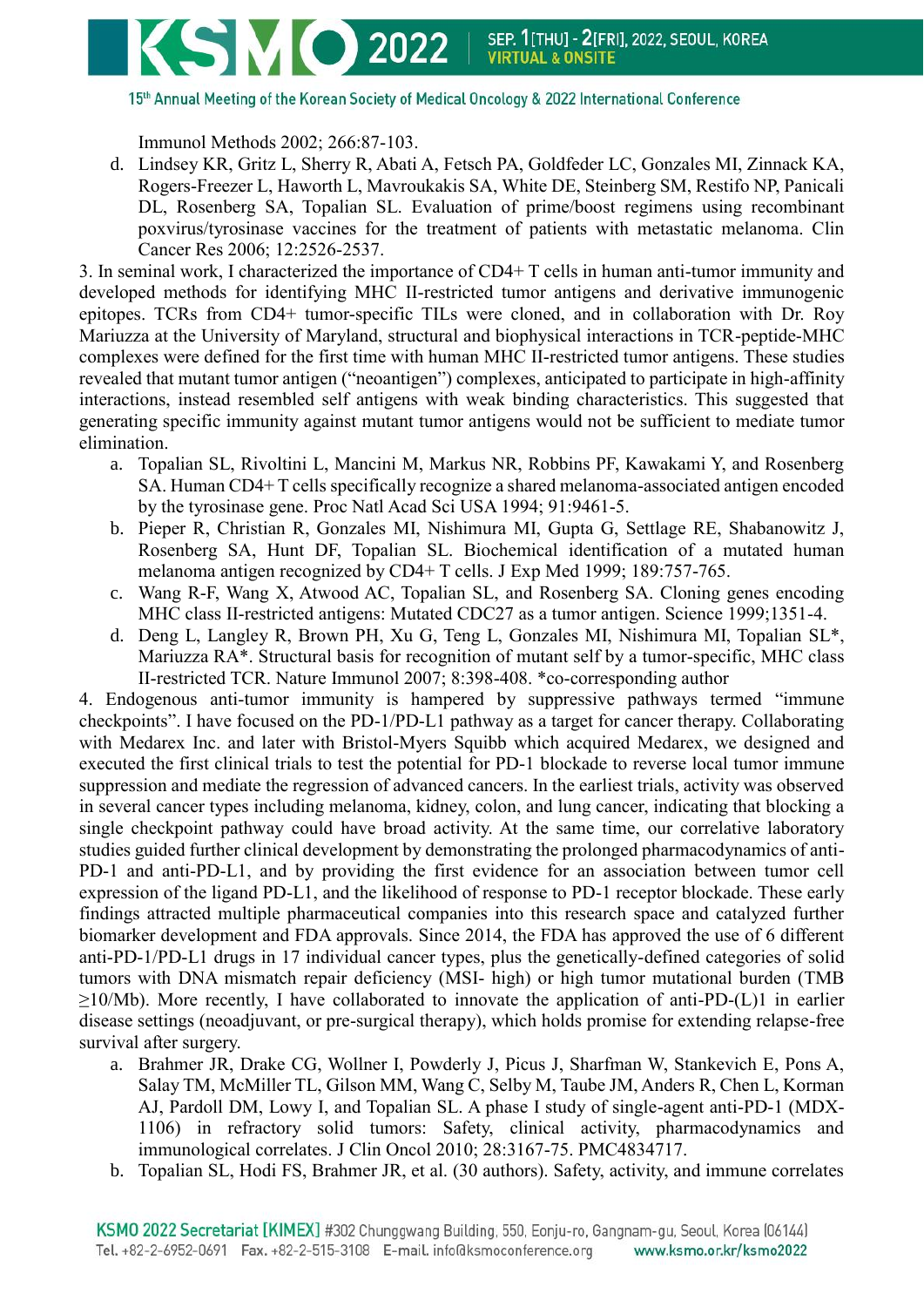Immunol Methods 2002; 266:87-103.

d. Lindsey KR, Gritz L, Sherry R, Abati A, Fetsch PA, Goldfeder LC, Gonzales MI, Zinnack KA, Rogers-Freezer L, Haworth L, Mavroukakis SA, White DE, Steinberg SM, Restifo NP, Panicali DL, Rosenberg SA, Topalian SL. Evaluation of prime/boost regimens using recombinant poxvirus/tyrosinase vaccines for the treatment of patients with metastatic melanoma. Clin Cancer Res 2006; 12:2526-2537.

3. In seminal work, I characterized the importance of CD4+ T cells in human anti-tumor immunity and developed methods for identifying MHC II-restricted tumor antigens and derivative immunogenic epitopes. TCRs from CD4+ tumor-specific TILs were cloned, and in collaboration with Dr. Roy Mariuzza at the University of Maryland, structural and biophysical interactions in TCR-peptide-MHC complexes were defined for the first time with human MHC II-restricted tumor antigens. These studies revealed that mutant tumor antigen ("neoantigen") complexes, anticipated to participate in high-affinity interactions, instead resembled self antigens with weak binding characteristics. This suggested that generating specific immunity against mutant tumor antigens would not be sufficient to mediate tumor elimination.

a. Topalian SL, Rivoltini L, Mancini M, Markus NR, Robbins PF, Kawakami Y, and Rosenberg SA. Human CD4+ T cells specifically recognize a shared melanoma-associated antigen encoded by the tyrosinase gene. Proc Natl Acad Sci USA 1994; 91:9461-5.

b. Pieper R, Christian R, Gonzales MI, Nishimura MI, Gupta G, Settlage RE, Shabanowitz J, Rosenberg SA, Hunt DF, Topalian SL. Biochemical identification of a mutated human melanoma antigen recognized by CD4+ T cells. J Exp Med 1999; 189:757-765.

c. Wang R-F, Wang X, Atwood AC, Topalian SL, and Rosenberg SA. Cloning genes encoding MHC class II-restricted antigens: Mutated CDC27 as a tumor antigen. Science 1999;1351-4.

d. Deng L, Langley R, Brown PH, Xu G, Teng L, Gonzales MI, Nishimura MI, Topalian SL*, Mariuzza RA*. Structural basis for recognition of mutant self by a tumor-specific, MHC class II-restricted TCR. Nature Immunol 2007; 8:398-408. *co-corresponding author

4. Endogenous anti-tumor immunity is hampered by suppressive pathways termed "immune checkpoints". I have focused on the PD-1/PD-L1 pathway as a target for cancer therapy. Collaborating with Medarex Inc. and later with Bristol-Myers Squibb which acquired Medarex, we designed and executed the first clinical trials to test the potential for PD-1 blockade to reverse local tumor immune suppression and mediate the regression of advanced cancers. In the earliest trials, activity was observed in several cancer types including melanoma, kidney, colon, and lung cancer, indicating that blocking a single checkpoint pathway could have broad activity. At the same time, our correlative laboratory studies guided further clinical development by demonstrating the prolonged pharmacodynamics of anti-PD-1 and anti-PD-L1, and by providing the first evidence for an association between tumor cell expression of the ligand PD-L1, and the likelihood of response to PD-1 receptor blockade. These early findings attracted multiple pharmaceutical companies into this research space and catalyzed further biomarker development and FDA approvals. Since 2014, the FDA has approved the use of 6 different anti-PD-1/PD-L1 drugs in 17 individual cancer types, plus the genetically-defined categories of solid tumors with DNA mismatch repair deficiency (MSI- high) or high tumor mutational burden (TMB ≥10/Mb). More recently, I have collaborated to innovate the application of anti-PD-(L)1 in earlier disease settings (neoadjuvant, or pre-surgical therapy), which holds promise for extending relapse-free survival after surgery.

a. Brahmer JR, Drake CG, Wollner I, Powderly J, Picus J, Sharfman W, Stankevich E, Pons A, Salay TM, McMiller TL, Gilson MM, Wang C, Selby M, Taube JM, Anders R, Chen L, Korman AJ, Pardoll DM, Lowy I, and Topalian SL. A phase I study of single-agent anti-PD-1 (MDX-1106) in refractory solid tumors: Safety, clinical activity, pharmacodynamics and immunological correlates. J Clin Oncol 2010; 28:3167-75. PMC4834717.

b. Topalian SL, Hodi FS, Brahmer JR, et al. (30 authors). Safety, activity, and immune correlates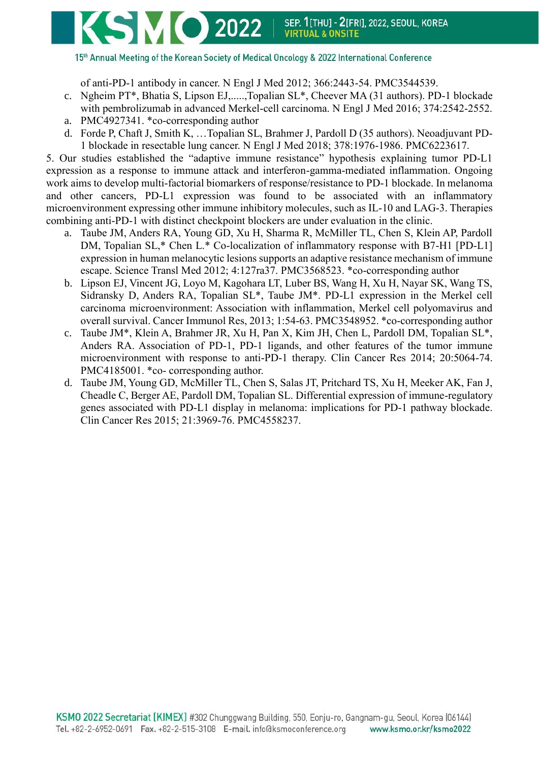of anti-PD-1 antibody in cancer. N Engl J Med 2012; 366:2443-54. PMC3544539.

c. Ngheim PT*, Bhatia S, Lipson EJ,.....,Topalian SL*, Cheever MA (31 authors). PD-1 blockade with pembrolizumab in advanced Merkel-cell carcinoma. N Engl J Med 2016; 374:2542-2552.

a. PMC4927341. *co-corresponding author

d. Forde P, Chaft J, Smith K, …Topalian SL, Brahmer J, Pardoll D (35 authors). Neoadjuvant PD-1 blockade in resectable lung cancer. N Engl J Med 2018; 378:1976-1986. PMC6223617.

5. Our studies established the "adaptive immune resistance" hypothesis explaining tumor PD-L1 expression as a response to immune attack and interferon-gamma-mediated inflammation. Ongoing work aims to develop multi-factorial biomarkers of response/resistance to PD-1 blockade. In melanoma and other cancers, PD-L1 expression was found to be associated with an inflammatory microenvironment expressing other immune inhibitory molecules, such as IL-10 and LAG-3. Therapies combining anti-PD-1 with distinct checkpoint blockers are under evaluation in the clinic.

a. Taube JM, Anders RA, Young GD, Xu H, Sharma R, McMiller TL, Chen S, Klein AP, Pardoll DM, Topalian SL,* Chen L.* Co-localization of inflammatory response with B7-H1 [PD-L1] expression in human melanocytic lesions supports an adaptive resistance mechanism of immune escape. Science Transl Med 2012; 4:127ra37. PMC3568523. *co-corresponding author

b. Lipson EJ, Vincent JG, Loyo M, Kagohara LT, Luber BS, Wang H, Xu H, Nayar SK, Wang TS, Sidransky D, Anders RA, Topalian SL*, Taube JM*. PD-L1 expression in the Merkel cell carcinoma microenvironment: Association with inflammation, Merkel cell polyomavirus and overall survival. Cancer Immunol Res, 2013; 1:54-63. PMC3548952. *co-corresponding author

c. Taube JM*, Klein A, Brahmer JR, Xu H, Pan X, Kim JH, Chen L, Pardoll DM, Topalian SL*, Anders RA. Association of PD-1, PD-1 ligands, and other features of the tumor immune microenvironment with response to anti-PD-1 therapy. Clin Cancer Res 2014; 20:5064-74. PMC4185001. *co- corresponding author.

d. Taube JM, Young GD, McMiller TL, Chen S, Salas JT, Pritchard TS, Xu H, Meeker AK, Fan J, Cheadle C, Berger AE, Pardoll DM, Topalian SL. Differential expression of immune-regulatory genes associated with PD-L1 display in melanoma: implications for PD-1 pathway blockade. Clin Cancer Res 2015; 21:3969-76. PMC4558237.